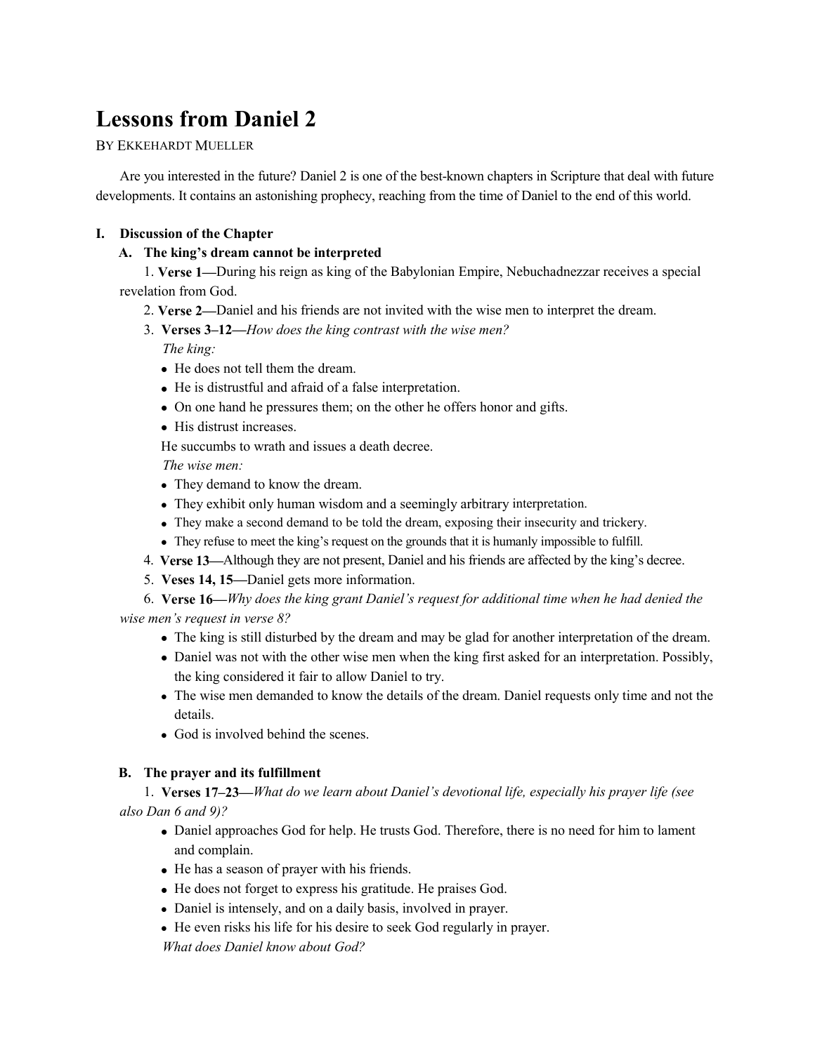# Lessons from Daniel 2

BY EKKEHARDT MUELLER

Are you interested in the future? Daniel 2 is one of the best-known chapters in Scripture that deal with future developments. It contains an astonishing prophecy, reaching from the time of Daniel to the end of this world.

## I. Discussion of the Chapter

### A. The king's dream cannot be interpreted

1. **Verse 1—**During his reign as king of the Babylonian Empire, Nebuchadnezzar receives a special revelation from God.
2. **Verse 2—**Daniel and his friends are not invited with the wise men to interpret the dream.
3. **Verses 3–12—***How does the king contrast with the wise men?*

   *The king:*
   - He does not tell them the dream.
   - He is distrustful and afraid of a false interpretation.
   - On one hand he pressures them; on the other he offers honor and gifts.
   - His distrust increases.

   He succumbs to wrath and issues a death decree.

   *The wise men:*
   - They demand to know the dream.
   - They exhibit only human wisdom and a seemingly arbitrary interpretation.
   - They make a second demand to be told the dream, exposing their insecurity and trickery.
   - They refuse to meet the king's request on the grounds that it is humanly impossible to fulfill.
4. **Verse 13—**Although they are not present, Daniel and his friends are affected by the king's decree.
5. **Veses 14, 15—**Daniel gets more information.
6. **Verse 16—***Why does the king grant Daniel's request for additional time when he had denied the wise men's request in verse 8?*
   - The king is still disturbed by the dream and may be glad for another interpretation of the dream.
   - Daniel was not with the other wise men when the king first asked for an interpretation. Possibly, the king considered it fair to allow Daniel to try.
   - The wise men demanded to know the details of the dream. Daniel requests only time and not the details.
   - God is involved behind the scenes.

### B. The prayer and its fulfillment

1. **Verses 17–23—***What do we learn about Daniel's devotional life, especially his prayer life (see also Dan 6 and 9)?*
   - Daniel approaches God for help. He trusts God. Therefore, there is no need for him to lament and complain.
   - He has a season of prayer with his friends.
   - He does not forget to express his gratitude. He praises God.
   - Daniel is intensely, and on a daily basis, involved in prayer.
   - He even risks his life for his desire to seek God regularly in prayer.

   *What does Daniel know about God?*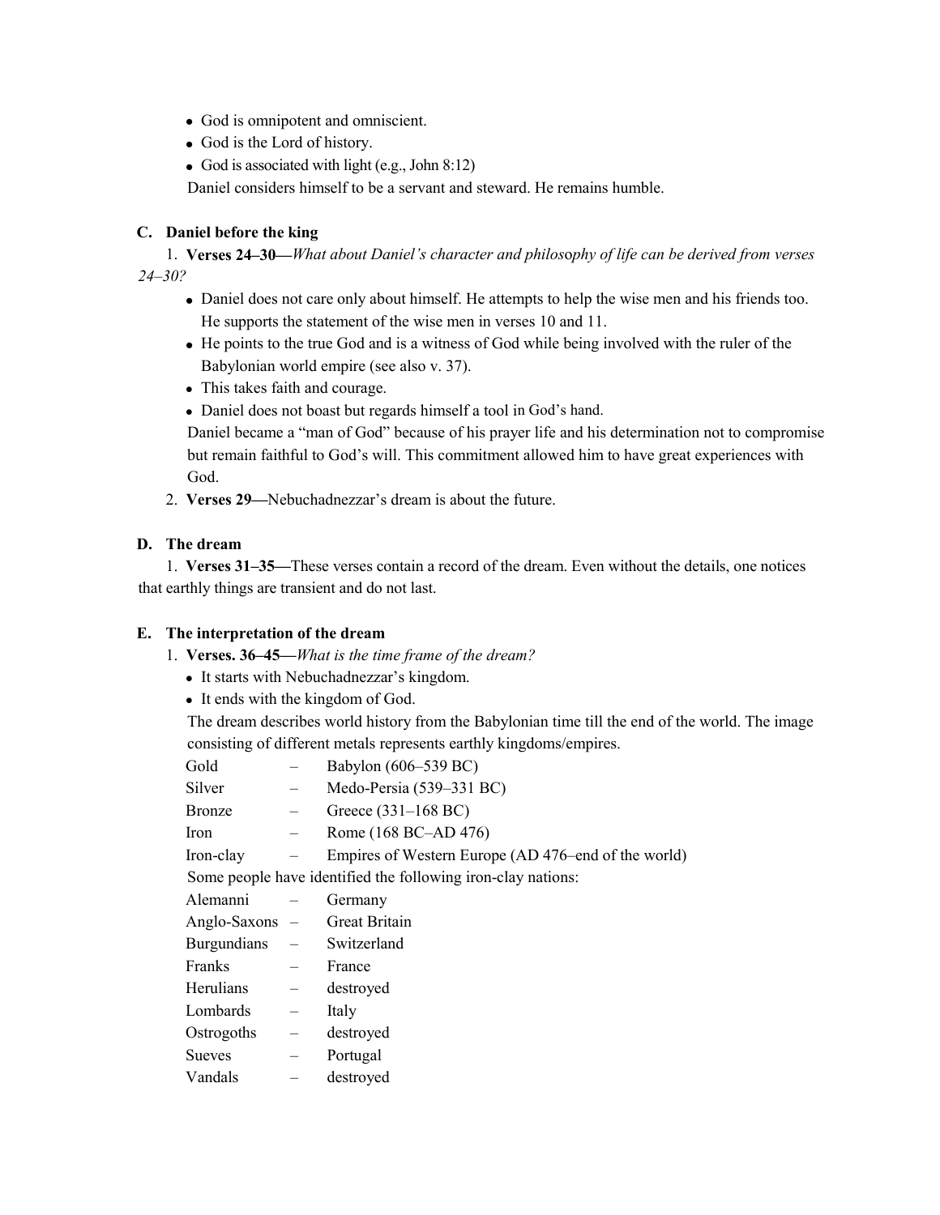- God is omnipotent and omniscient.
- God is the Lord of history.
- God is associated with light (e.g., John 8:12)

Daniel considers himself to be a servant and steward. He remains humble.

### C. Daniel before the king

1. **Verses 24–30—***What about Daniel's character and philosophy of life can be derived from verses 24–30?*
   - Daniel does not care only about himself. He attempts to help the wise men and his friends too. He supports the statement of the wise men in verses 10 and 11.
   - He points to the true God and is a witness of God while being involved with the ruler of the Babylonian world empire (see also v. 37).
   - This takes faith and courage.
   - Daniel does not boast but regards himself a tool in God's hand.

   Daniel became a "man of God" because of his prayer life and his determination not to compromise but remain faithful to God's will. This commitment allowed him to have great experiences with God.
2. **Verses 29—**Nebuchadnezzar's dream is about the future.

### D. The dream

1. **Verses 31–35—**These verses contain a record of the dream. Even without the details, one notices that earthly things are transient and do not last.

### E. The interpretation of the dream

1. **Verses. 36–45—***What is the time frame of the dream?*
   - It starts with Nebuchadnezzar's kingdom.
   - It ends with the kingdom of God.

   The dream describes world history from the Babylonian time till the end of the world. The image consisting of different metals represents earthly kingdoms/empires.

   Gold – Babylon (606–539 BC)
   Silver – Medo-Persia (539–331 BC)
   Bronze – Greece (331–168 BC)
   Iron – Rome (168 BC–AD 476)
   Iron-clay – Empires of Western Europe (AD 476–end of the world)

   Some people have identified the following iron-clay nations:

   Alemanni – Germany
   Anglo-Saxons – Great Britain
   Burgundians – Switzerland
   Franks – France
   Herulians – destroyed
   Lombards – Italy
   Ostrogoths – destroyed
   Sueves – Portugal
   Vandals – destroyed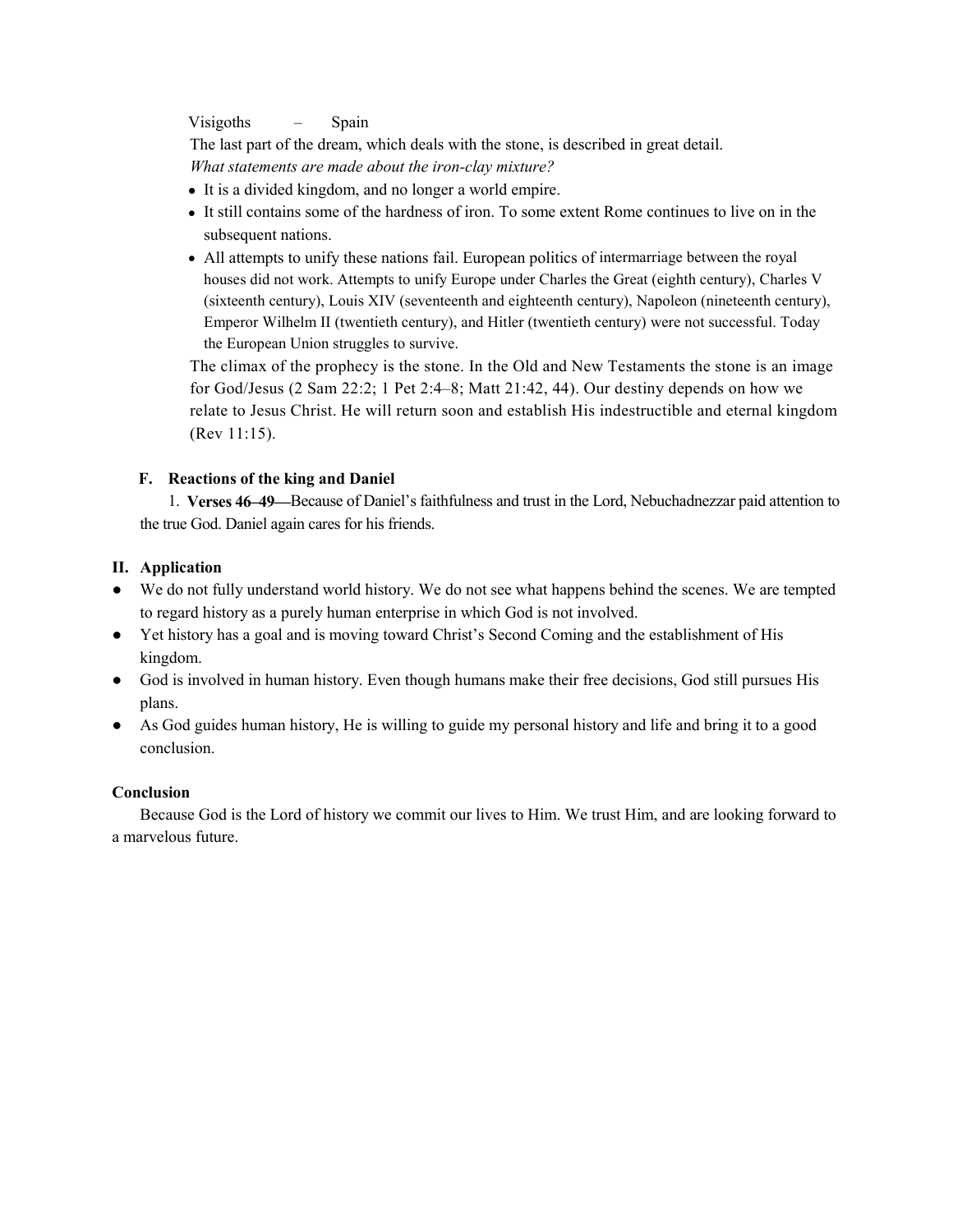Visigoths – Spain

The last part of the dream, which deals with the stone, is described in great detail.

*What statements are made about the iron-clay mixture?*

- It is a divided kingdom, and no longer a world empire.
- It still contains some of the hardness of iron. To some extent Rome continues to live on in the subsequent nations.
- All attempts to unify these nations fail. European politics of intermarriage between the royal houses did not work. Attempts to unify Europe under Charles the Great (eighth century), Charles V (sixteenth century), Louis XIV (seventeenth and eighteenth century), Napoleon (nineteenth century), Emperor Wilhelm II (twentieth century), and Hitler (twentieth century) were not successful. Today the European Union struggles to survive.

The climax of the prophecy is the stone. In the Old and New Testaments the stone is an image for God/Jesus (2 Sam 22:2; 1 Pet 2:4–8; Matt 21:42, 44). Our destiny depends on how we relate to Jesus Christ. He will return soon and establish His indestructible and eternal kingdom (Rev 11:15).

### F. Reactions of the king and Daniel

1. **Verses 46–49—**Because of Daniel's faithfulness and trust in the Lord, Nebuchadnezzar paid attention to the true God. Daniel again cares for his friends.

## II. Application

- We do not fully understand world history. We do not see what happens behind the scenes. We are tempted to regard history as a purely human enterprise in which God is not involved.
- Yet history has a goal and is moving toward Christ's Second Coming and the establishment of His kingdom.
- God is involved in human history. Even though humans make their free decisions, God still pursues His plans.
- As God guides human history, He is willing to guide my personal history and life and bring it to a good conclusion.

## Conclusion

Because God is the Lord of history we commit our lives to Him. We trust Him, and are looking forward to a marvelous future.